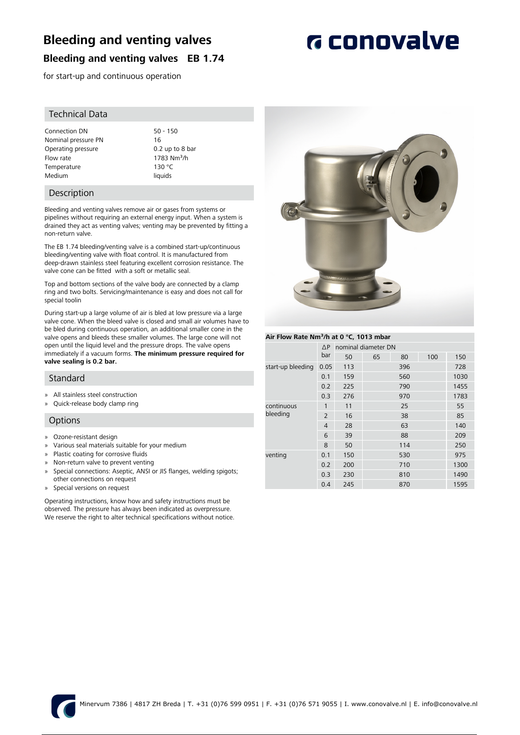# Bleeding and venting valves

## Bleeding and venting valves EB 1.74

for start-up and continuous operation

### Technical Data

| | |
|---|---|
| Connection DN | 50 - 150 |
| Nominal pressure PN | 16 |
| Operating pressure | 0.2 up to 8 bar |
| Flow rate | 1783 Nm³/h |
| Temperature | 130 °C |
| Medium | liquids |

### Description

Bleeding and venting valves remove air or gases from systems or pipelines without requiring an external energy input. When a system is drained they act as venting valves; venting may be prevented by fitting a non-return valve.

The EB 1.74 bleeding/venting valve is a combined start-up/continuous bleeding/venting valve with float control. It is manufactured from deep-drawn stainless steel featuring excellent corrosion resistance. The valve cone can be fitted with a soft or metallic seal.

Top and bottom sections of the valve body are connected by a clamp ring and two bolts. Servicing/maintenance is easy and does not call for special toolin

During start-up a large volume of air is bled at low pressure via a large valve cone. When the bleed valve is closed and small air volumes have to be bled during continuous operation, an additional smaller cone in the valve opens and bleeds these smaller volumes. The large cone will not open until the liquid level and the pressure drops. The valve opens immediately if a vacuum forms. **The minimum pressure required for valve sealing is 0.2 bar.**

### Standard

- All stainless steel construction
- Quick-release body clamp ring

### Options

- Ozone-resistant design
- Various seal materials suitable for your medium
- Plastic coating for corrosive fluids
- Non-return valve to prevent venting
- Special connections: Aseptic, ANSI or JIS flanges, welding spigots; other connections on request
- Special versions on request

Operating instructions, know how and safety instructions must be observed. The pressure has always been indicated as overpressure.
We reserve the right to alter technical specifications without notice.

**Air Flow Rate Nm³/h at 0 °C, 1013 mbar**

| | ΔP bar | nominal diameter DN 50 | 65 | 80 | 100 | 150 |
|---|---|---|---|---|---|---|
| start-up bleeding | 0.05 | 113 | | 396 | | 728 |
| | 0.1 | 159 | | 560 | | 1030 |
| | 0.2 | 225 | | 790 | | 1455 |
| | 0.3 | 276 | | 970 | | 1783 |
| continuous bleeding | 1 | 11 | | 25 | | 55 |
| | 2 | 16 | | 38 | | 85 |
| | 4 | 28 | | 63 | | 140 |
| | 6 | 39 | | 88 | | 209 |
| | 8 | 50 | | 114 | | 250 |
| venting | 0.1 | 150 | | 530 | | 975 |
| | 0.2 | 200 | | 710 | | 1300 |
| | 0.3 | 230 | | 810 | | 1490 |
| | 0.4 | 245 | | 870 | | 1595 |

Minervum 7386 | 4817 ZH Breda | T. +31 (0)76 599 0951 | F. +31 (0)76 571 9055 | I. www.conovalve.nl | E. info@conovalve.nl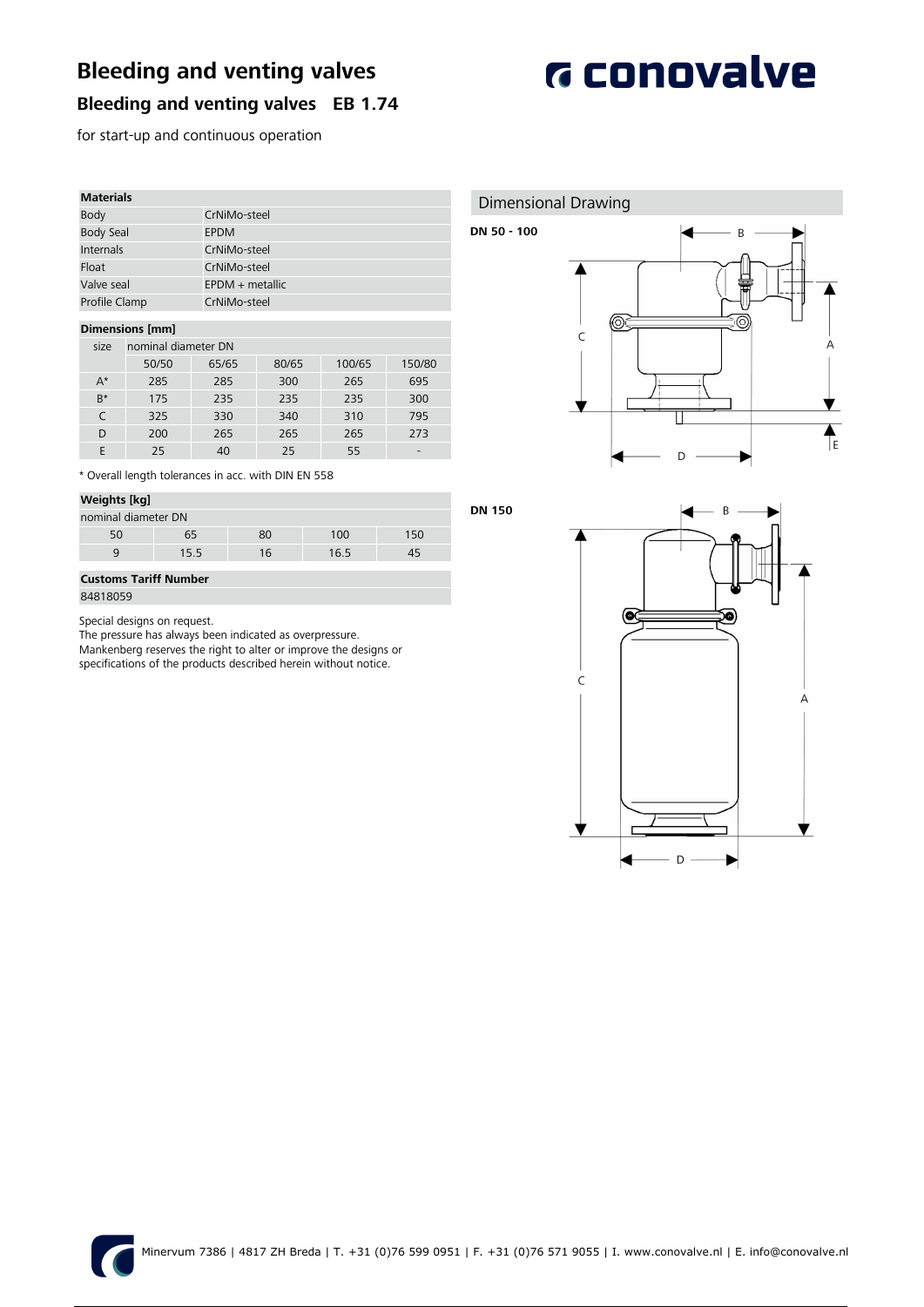# Bleeding and venting valves

## Bleeding and venting valves EB 1.74

for start-up and continuous operation

| Materials | |
|---|---|
| Body | CrNiMo-steel |
| Body Seal | EPDM |
| Internals | CrNiMo-steel |
| Float | CrNiMo-steel |
| Valve seal | EPDM + metallic |
| Profile Clamp | CrNiMo-steel |

**Dimensions [mm]**

| size | nominal diameter DN | | | | |
|---|---|---|---|---|---|
| | 50/50 | 65/65 | 80/65 | 100/65 | 150/80 |
| A* | 285 | 285 | 300 | 265 | 695 |
| B* | 175 | 235 | 235 | 235 | 300 |
| C | 325 | 330 | 340 | 310 | 795 |
| D | 200 | 265 | 265 | 265 | 273 |
| E | 25 | 40 | 25 | 55 | - |

\* Overall length tolerances in acc. with DIN EN 558

**Weights [kg]**

| nominal diameter DN | | | | |
|---|---|---|---|---|
| 50 | 65 | 80 | 100 | 150 |
| 9 | 15.5 | 16 | 16.5 | 45 |

**Customs Tariff Number**

84818059

Special designs on request.
The pressure has always been indicated as overpressure.
Mankenberg reserves the right to alter or improve the designs or specifications of the products described herein without notice.

## Dimensional Drawing

**DN 50 - 100**

B
C
A
E
D

**DN 150**

B
C
A
D

Minervum 7386 | 4817 ZH Breda | T. +31 (0)76 599 0951 | F. +31 (0)76 571 9055 | I. www.conovalve.nl | E. info@conovalve.nl